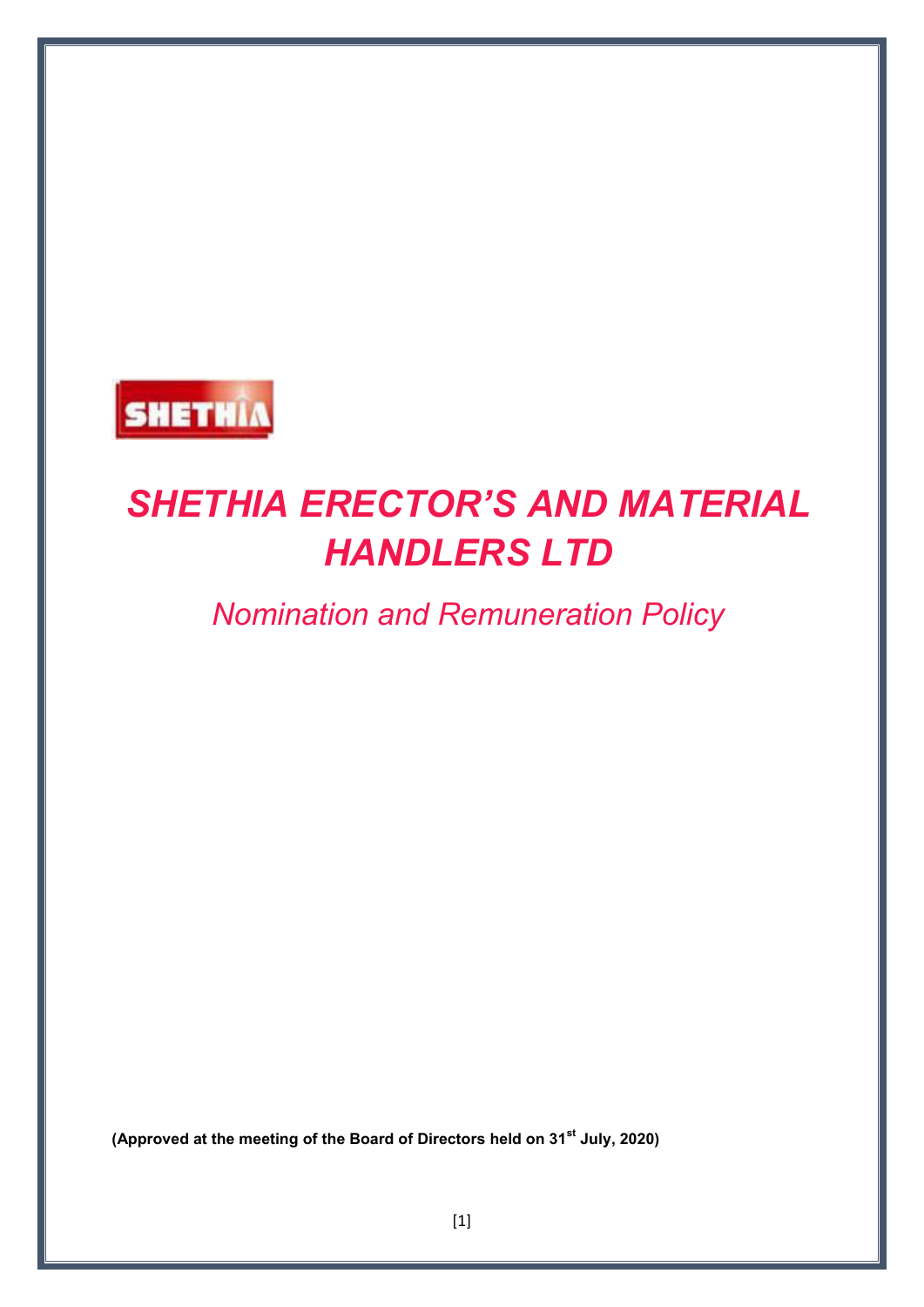SHETHIA

# *SHETHIA ERECTOR'S AND MATERIAL HANDLERS LTD*

## *Nomination and Remuneration Policy*

**(Approved at the meeting of the Board of Directors held on 31st July, 2020)**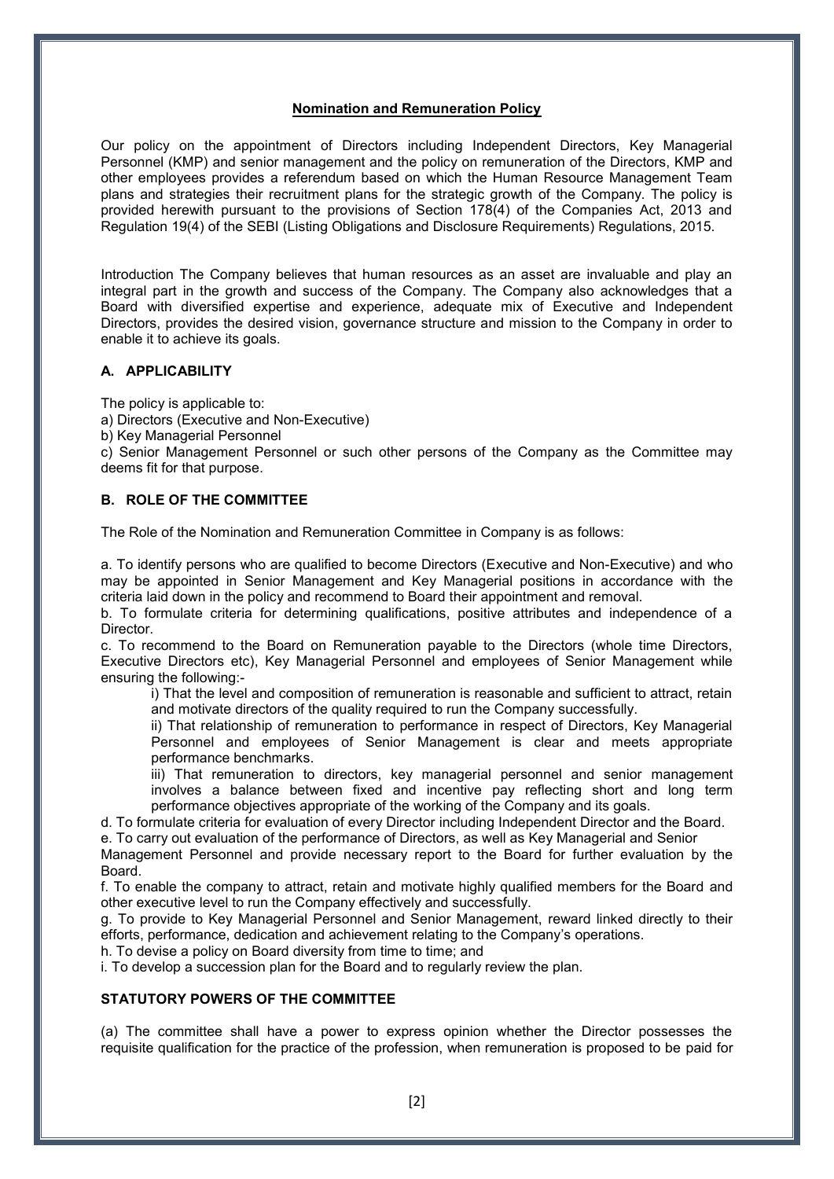## Nomination and Remuneration Policy

Our policy on the appointment of Directors including Independent Directors, Key Managerial Personnel (KMP) and senior management and the policy on remuneration of the Directors, KMP and other employees provides a referendum based on which the Human Resource Management Team plans and strategies their recruitment plans for the strategic growth of the Company. The policy is provided herewith pursuant to the provisions of Section 178(4) of the Companies Act, 2013 and Regulation 19(4) of the SEBI (Listing Obligations and Disclosure Requirements) Regulations, 2015.

Introduction The Company believes that human resources as an asset are invaluable and play an integral part in the growth and success of the Company. The Company also acknowledges that a Board with diversified expertise and experience, adequate mix of Executive and Independent Directors, provides the desired vision, governance structure and mission to the Company in order to enable it to achieve its goals.

### A. APPLICABILITY

The policy is applicable to:

a) Directors (Executive and Non-Executive)

b) Key Managerial Personnel

c) Senior Management Personnel or such other persons of the Company as the Committee may deems fit for that purpose.

### B. ROLE OF THE COMMITTEE

The Role of the Nomination and Remuneration Committee in Company is as follows:

a. To identify persons who are qualified to become Directors (Executive and Non-Executive) and who may be appointed in Senior Management and Key Managerial positions in accordance with the criteria laid down in the policy and recommend to Board their appointment and removal.

b. To formulate criteria for determining qualifications, positive attributes and independence of a Director.

c. To recommend to the Board on Remuneration payable to the Directors (whole time Directors, Executive Directors etc), Key Managerial Personnel and employees of Senior Management while ensuring the following:-

> i) That the level and composition of remuneration is reasonable and sufficient to attract, retain and motivate directors of the quality required to run the Company successfully.
>
> ii) That relationship of remuneration to performance in respect of Directors, Key Managerial Personnel and employees of Senior Management is clear and meets appropriate performance benchmarks.
>
> iii) That remuneration to directors, key managerial personnel and senior management involves a balance between fixed and incentive pay reflecting short and long term performance objectives appropriate of the working of the Company and its goals.

d. To formulate criteria for evaluation of every Director including Independent Director and the Board.

e. To carry out evaluation of the performance of Directors, as well as Key Managerial and Senior Management Personnel and provide necessary report to the Board for further evaluation by the Board.

f. To enable the company to attract, retain and motivate highly qualified members for the Board and other executive level to run the Company effectively and successfully.

g. To provide to Key Managerial Personnel and Senior Management, reward linked directly to their efforts, performance, dedication and achievement relating to the Company's operations.

h. To devise a policy on Board diversity from time to time; and

i. To develop a succession plan for the Board and to regularly review the plan.

### STATUTORY POWERS OF THE COMMITTEE

(a) The committee shall have a power to express opinion whether the Director possesses the requisite qualification for the practice of the profession, when remuneration is proposed to be paid for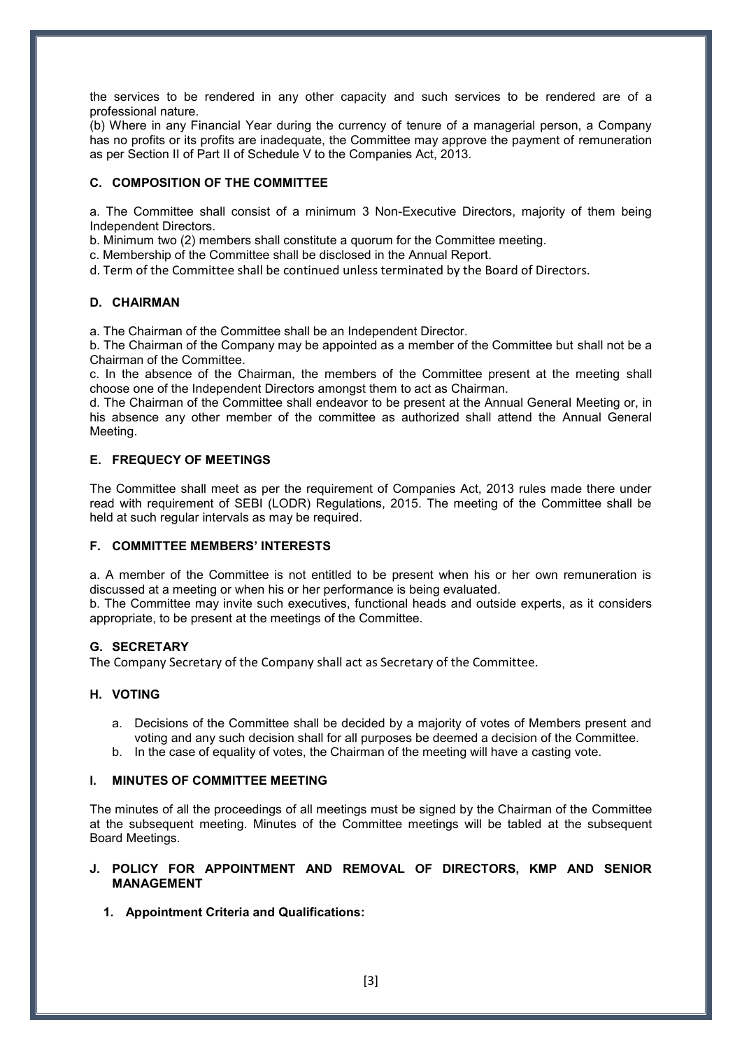the services to be rendered in any other capacity and such services to be rendered are of a professional nature.

(b) Where in any Financial Year during the currency of tenure of a managerial person, a Company has no profits or its profits are inadequate, the Committee may approve the payment of remuneration as per Section II of Part II of Schedule V to the Companies Act, 2013.

### C. COMPOSITION OF THE COMMITTEE

a. The Committee shall consist of a minimum 3 Non-Executive Directors, majority of them being Independent Directors.

b. Minimum two (2) members shall constitute a quorum for the Committee meeting.

c. Membership of the Committee shall be disclosed in the Annual Report.

d. Term of the Committee shall be continued unless terminated by the Board of Directors.

### D. CHAIRMAN

a. The Chairman of the Committee shall be an Independent Director.

b. The Chairman of the Company may be appointed as a member of the Committee but shall not be a Chairman of the Committee.

c. In the absence of the Chairman, the members of the Committee present at the meeting shall choose one of the Independent Directors amongst them to act as Chairman.

d. The Chairman of the Committee shall endeavor to be present at the Annual General Meeting or, in his absence any other member of the committee as authorized shall attend the Annual General Meeting.

### E. FREQUECY OF MEETINGS

The Committee shall meet as per the requirement of Companies Act, 2013 rules made there under read with requirement of SEBI (LODR) Regulations, 2015. The meeting of the Committee shall be held at such regular intervals as may be required.

### F. COMMITTEE MEMBERS' INTERESTS

a. A member of the Committee is not entitled to be present when his or her own remuneration is discussed at a meeting or when his or her performance is being evaluated.

b. The Committee may invite such executives, functional heads and outside experts, as it considers appropriate, to be present at the meetings of the Committee.

### G. SECRETARY

The Company Secretary of the Company shall act as Secretary of the Committee.

### H. VOTING

a. Decisions of the Committee shall be decided by a majority of votes of Members present and voting and any such decision shall for all purposes be deemed a decision of the Committee.
b. In the case of equality of votes, the Chairman of the meeting will have a casting vote.

### I. MINUTES OF COMMITTEE MEETING

The minutes of all the proceedings of all meetings must be signed by the Chairman of the Committee at the subsequent meeting. Minutes of the Committee meetings will be tabled at the subsequent Board Meetings.

### J. POLICY FOR APPOINTMENT AND REMOVAL OF DIRECTORS, KMP AND SENIOR MANAGEMENT

#### 1. Appointment Criteria and Qualifications: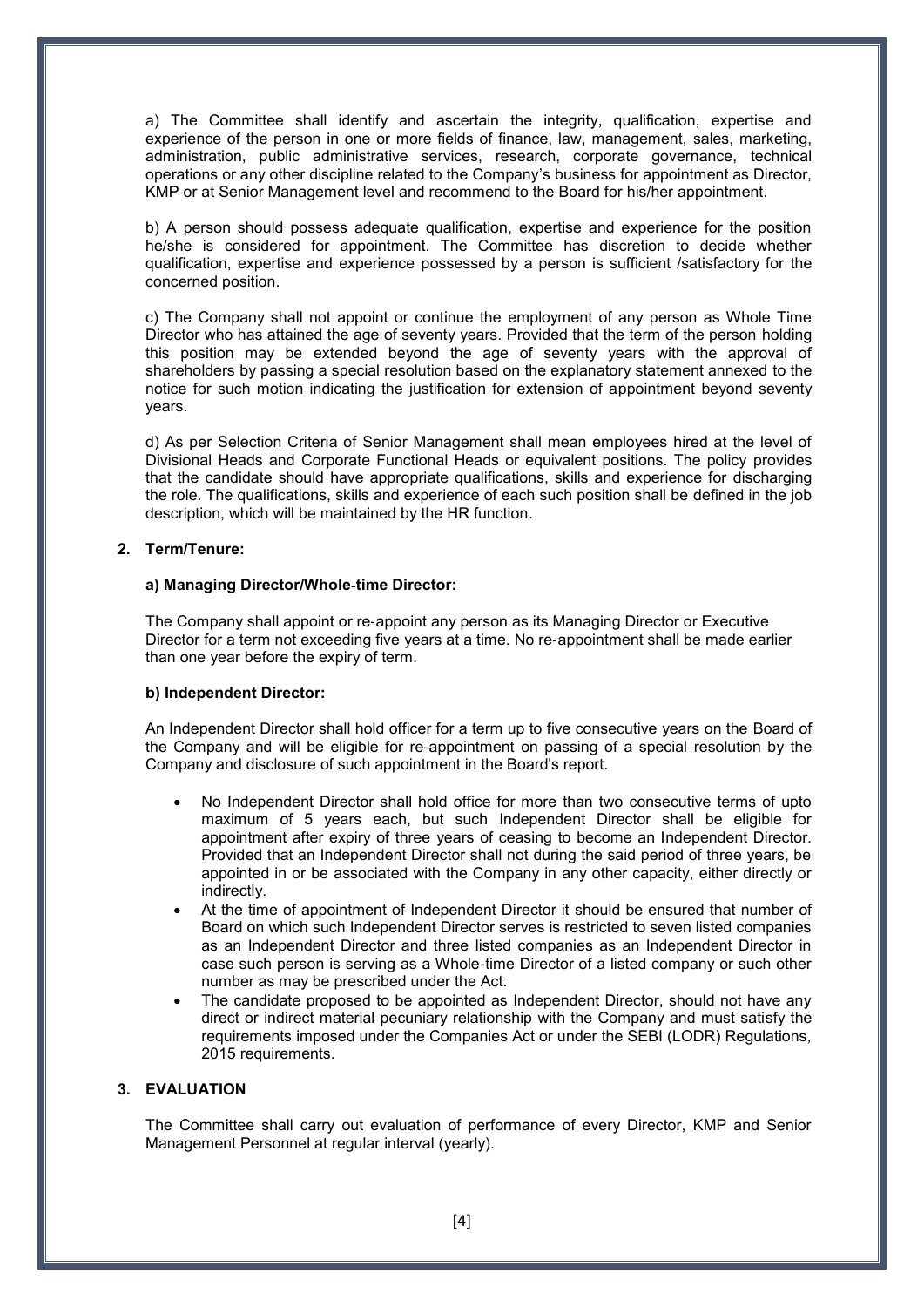a) The Committee shall identify and ascertain the integrity, qualification, expertise and experience of the person in one or more fields of finance, law, management, sales, marketing, administration, public administrative services, research, corporate governance, technical operations or any other discipline related to the Company's business for appointment as Director, KMP or at Senior Management level and recommend to the Board for his/her appointment.

b) A person should possess adequate qualification, expertise and experience for the position he/she is considered for appointment. The Committee has discretion to decide whether qualification, expertise and experience possessed by a person is sufficient /satisfactory for the concerned position.

c) The Company shall not appoint or continue the employment of any person as Whole Time Director who has attained the age of seventy years. Provided that the term of the person holding this position may be extended beyond the age of seventy years with the approval of shareholders by passing a special resolution based on the explanatory statement annexed to the notice for such motion indicating the justification for extension of appointment beyond seventy years.

d) As per Selection Criteria of Senior Management shall mean employees hired at the level of Divisional Heads and Corporate Functional Heads or equivalent positions. The policy provides that the candidate should have appropriate qualifications, skills and experience for discharging the role. The qualifications, skills and experience of each such position shall be defined in the job description, which will be maintained by the HR function.

**2. Term/Tenure:**

**a) Managing Director/Whole-time Director:**

The Company shall appoint or re-appoint any person as its Managing Director or Executive Director for a term not exceeding five years at a time. No re-appointment shall be made earlier than one year before the expiry of term.

**b) Independent Director:**

An Independent Director shall hold officer for a term up to five consecutive years on the Board of the Company and will be eligible for re-appointment on passing of a special resolution by the Company and disclosure of such appointment in the Board's report.

- No Independent Director shall hold office for more than two consecutive terms of upto maximum of 5 years each, but such Independent Director shall be eligible for appointment after expiry of three years of ceasing to become an Independent Director. Provided that an Independent Director shall not during the said period of three years, be appointed in or be associated with the Company in any other capacity, either directly or indirectly.
- At the time of appointment of Independent Director it should be ensured that number of Board on which such Independent Director serves is restricted to seven listed companies as an Independent Director and three listed companies as an Independent Director in case such person is serving as a Whole-time Director of a listed company or such other number as may be prescribed under the Act.
- The candidate proposed to be appointed as Independent Director, should not have any direct or indirect material pecuniary relationship with the Company and must satisfy the requirements imposed under the Companies Act or under the SEBI (LODR) Regulations, 2015 requirements.

**3. EVALUATION**

The Committee shall carry out evaluation of performance of every Director, KMP and Senior Management Personnel at regular interval (yearly).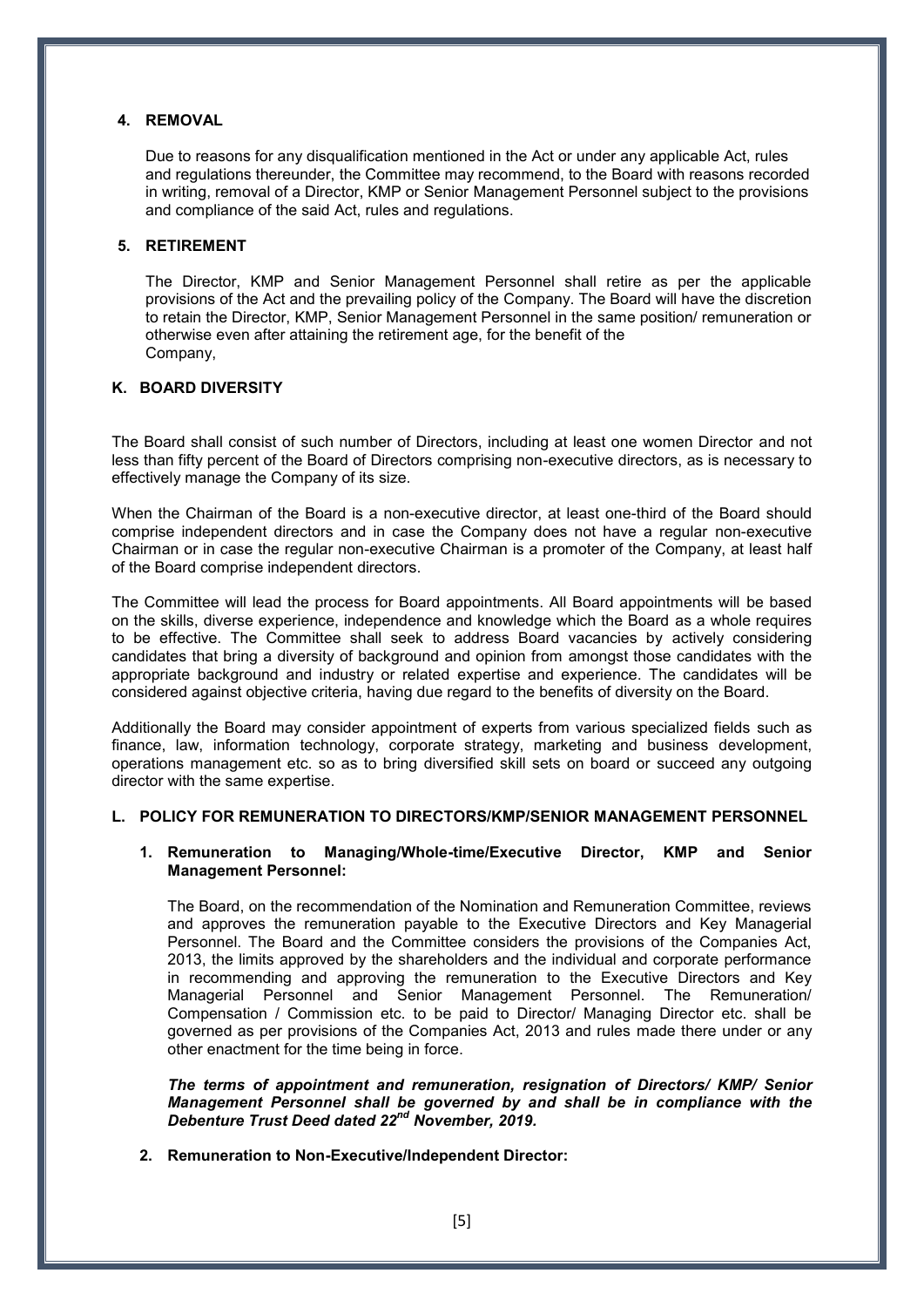#### 4. REMOVAL

Due to reasons for any disqualification mentioned in the Act or under any applicable Act, rules and regulations thereunder, the Committee may recommend, to the Board with reasons recorded in writing, removal of a Director, KMP or Senior Management Personnel subject to the provisions and compliance of the said Act, rules and regulations.

#### 5. RETIREMENT

The Director, KMP and Senior Management Personnel shall retire as per the applicable provisions of the Act and the prevailing policy of the Company. The Board will have the discretion to retain the Director, KMP, Senior Management Personnel in the same position/ remuneration or otherwise even after attaining the retirement age, for the benefit of the Company,

### K. BOARD DIVERSITY

The Board shall consist of such number of Directors, including at least one women Director and not less than fifty percent of the Board of Directors comprising non-executive directors, as is necessary to effectively manage the Company of its size.

When the Chairman of the Board is a non-executive director, at least one-third of the Board should comprise independent directors and in case the Company does not have a regular non-executive Chairman or in case the regular non-executive Chairman is a promoter of the Company, at least half of the Board comprise independent directors.

The Committee will lead the process for Board appointments. All Board appointments will be based on the skills, diverse experience, independence and knowledge which the Board as a whole requires to be effective. The Committee shall seek to address Board vacancies by actively considering candidates that bring a diversity of background and opinion from amongst those candidates with the appropriate background and industry or related expertise and experience. The candidates will be considered against objective criteria, having due regard to the benefits of diversity on the Board.

Additionally the Board may consider appointment of experts from various specialized fields such as finance, law, information technology, corporate strategy, marketing and business development, operations management etc. so as to bring diversified skill sets on board or succeed any outgoing director with the same expertise.

### L. POLICY FOR REMUNERATION TO DIRECTORS/KMP/SENIOR MANAGEMENT PERSONNEL

#### 1. Remuneration to Managing/Whole-time/Executive Director, KMP and Senior Management Personnel:

The Board, on the recommendation of the Nomination and Remuneration Committee, reviews and approves the remuneration payable to the Executive Directors and Key Managerial Personnel. The Board and the Committee considers the provisions of the Companies Act, 2013, the limits approved by the shareholders and the individual and corporate performance in recommending and approving the remuneration to the Executive Directors and Key Managerial Personnel and Senior Management Personnel. The Remuneration/ Compensation / Commission etc. to be paid to Director/ Managing Director etc. shall be governed as per provisions of the Companies Act, 2013 and rules made there under or any other enactment for the time being in force.

***The terms of appointment and remuneration, resignation of Directors/ KMP/ Senior Management Personnel shall be governed by and shall be in compliance with the Debenture Trust Deed dated 22nd November, 2019.***

#### 2. Remuneration to Non-Executive/Independent Director: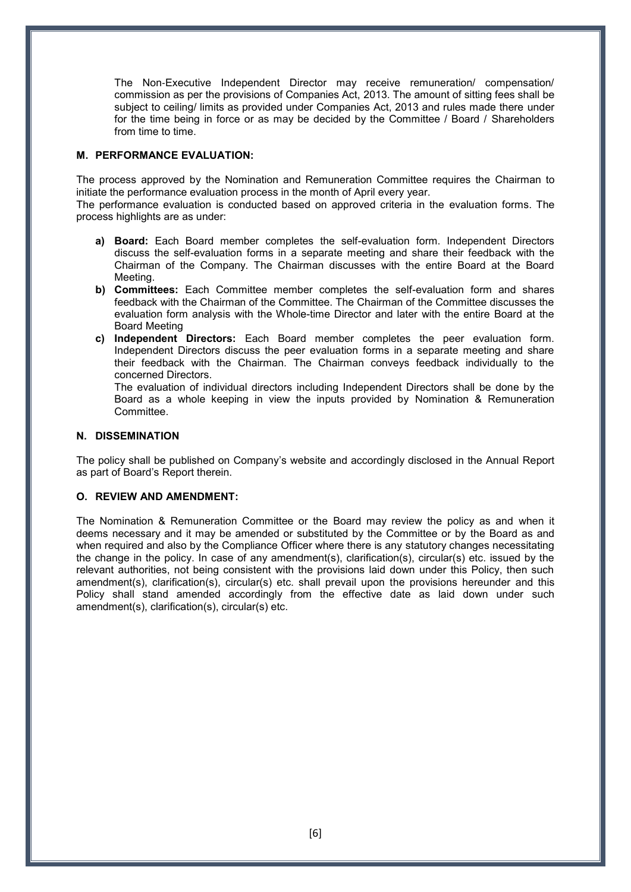The Non-Executive Independent Director may receive remuneration/ compensation/ commission as per the provisions of Companies Act, 2013. The amount of sitting fees shall be subject to ceiling/ limits as provided under Companies Act, 2013 and rules made there under for the time being in force or as may be decided by the Committee / Board / Shareholders from time to time.

### M. PERFORMANCE EVALUATION:

The process approved by the Nomination and Remuneration Committee requires the Chairman to initiate the performance evaluation process in the month of April every year.
The performance evaluation is conducted based on approved criteria in the evaluation forms. The process highlights are as under:

a) **Board:** Each Board member completes the self-evaluation form. Independent Directors discuss the self-evaluation forms in a separate meeting and share their feedback with the Chairman of the Company. The Chairman discusses with the entire Board at the Board Meeting.
b) **Committees:** Each Committee member completes the self-evaluation form and shares feedback with the Chairman of the Committee. The Chairman of the Committee discusses the evaluation form analysis with the Whole-time Director and later with the entire Board at the Board Meeting
c) **Independent Directors:** Each Board member completes the peer evaluation form. Independent Directors discuss the peer evaluation forms in a separate meeting and share their feedback with the Chairman. The Chairman conveys feedback individually to the concerned Directors.
   The evaluation of individual directors including Independent Directors shall be done by the Board as a whole keeping in view the inputs provided by Nomination & Remuneration Committee.

### N. DISSEMINATION

The policy shall be published on Company's website and accordingly disclosed in the Annual Report as part of Board's Report therein.

### O. REVIEW AND AMENDMENT:

The Nomination & Remuneration Committee or the Board may review the policy as and when it deems necessary and it may be amended or substituted by the Committee or by the Board as and when required and also by the Compliance Officer where there is any statutory changes necessitating the change in the policy. In case of any amendment(s), clarification(s), circular(s) etc. issued by the relevant authorities, not being consistent with the provisions laid down under this Policy, then such amendment(s), clarification(s), circular(s) etc. shall prevail upon the provisions hereunder and this Policy shall stand amended accordingly from the effective date as laid down under such amendment(s), clarification(s), circular(s) etc.